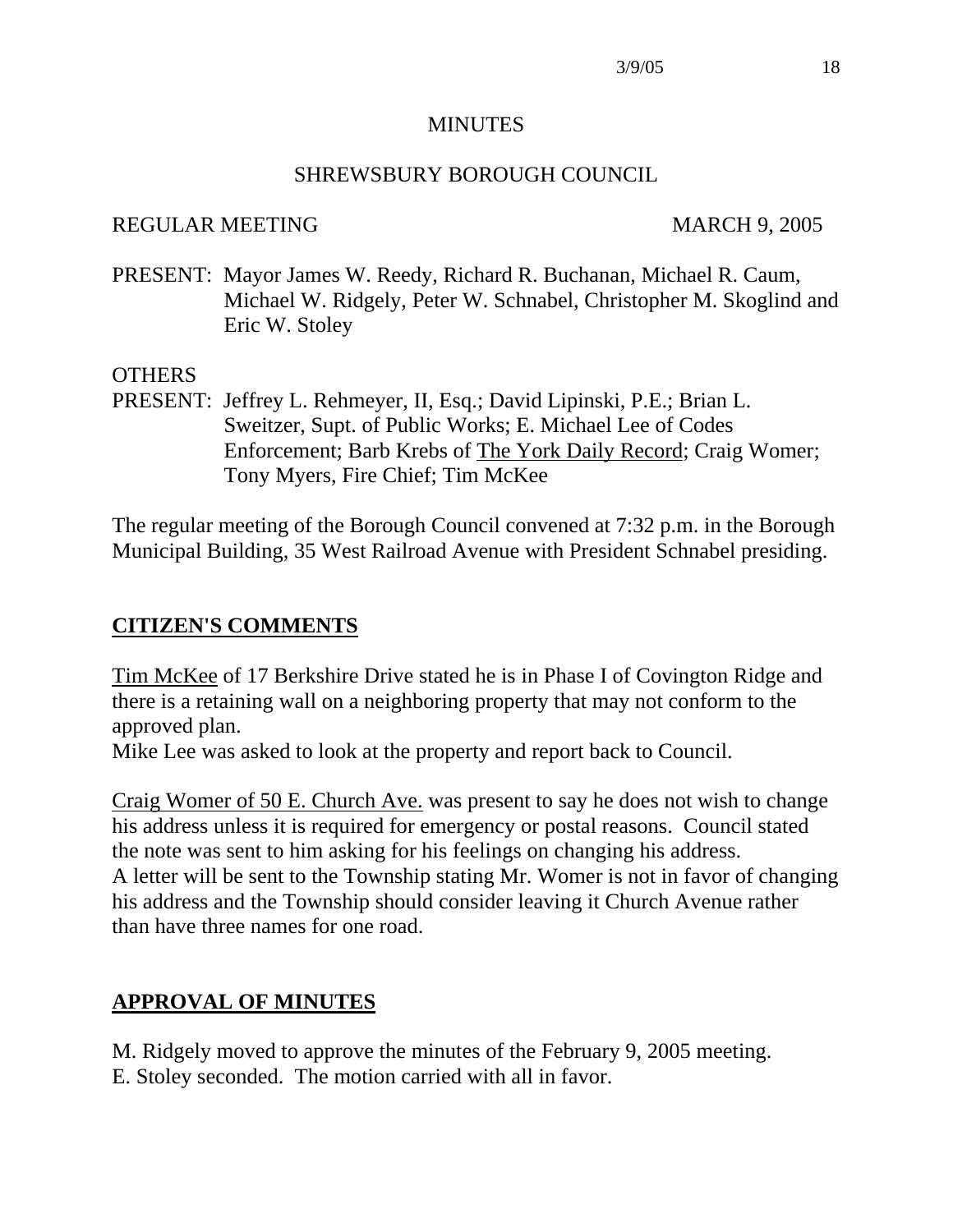# MINUTES

## SHREWSBURY BOROUGH COUNCIL

REGULAR MEETING MARCH 9, 2005

PRESENT: Mayor James W. Reedy, Richard R. Buchanan, Michael R. Caum, Michael W. Ridgely, Peter W. Schnabel, Christopher M. Skoglind and Eric W. Stoley

OTHERS
PRESENT: Jeffrey L. Rehmeyer, II, Esq.; David Lipinski, P.E.; Brian L. Sweitzer, Supt. of Public Works; E. Michael Lee of Codes Enforcement; Barb Krebs of The York Daily Record; Craig Womer; Tony Myers, Fire Chief; Tim McKee

The regular meeting of the Borough Council convened at 7:32 p.m. in the Borough Municipal Building, 35 West Railroad Avenue with President Schnabel presiding.

## CITIZEN'S COMMENTS

Tim McKee of 17 Berkshire Drive stated he is in Phase I of Covington Ridge and there is a retaining wall on a neighboring property that may not conform to the approved plan.
Mike Lee was asked to look at the property and report back to Council.

Craig Womer of 50 E. Church Ave. was present to say he does not wish to change his address unless it is required for emergency or postal reasons. Council stated the note was sent to him asking for his feelings on changing his address.
A letter will be sent to the Township stating Mr. Womer is not in favor of changing his address and the Township should consider leaving it Church Avenue rather than have three names for one road.

## APPROVAL OF MINUTES

M. Ridgely moved to approve the minutes of the February 9, 2005 meeting.
E. Stoley seconded. The motion carried with all in favor.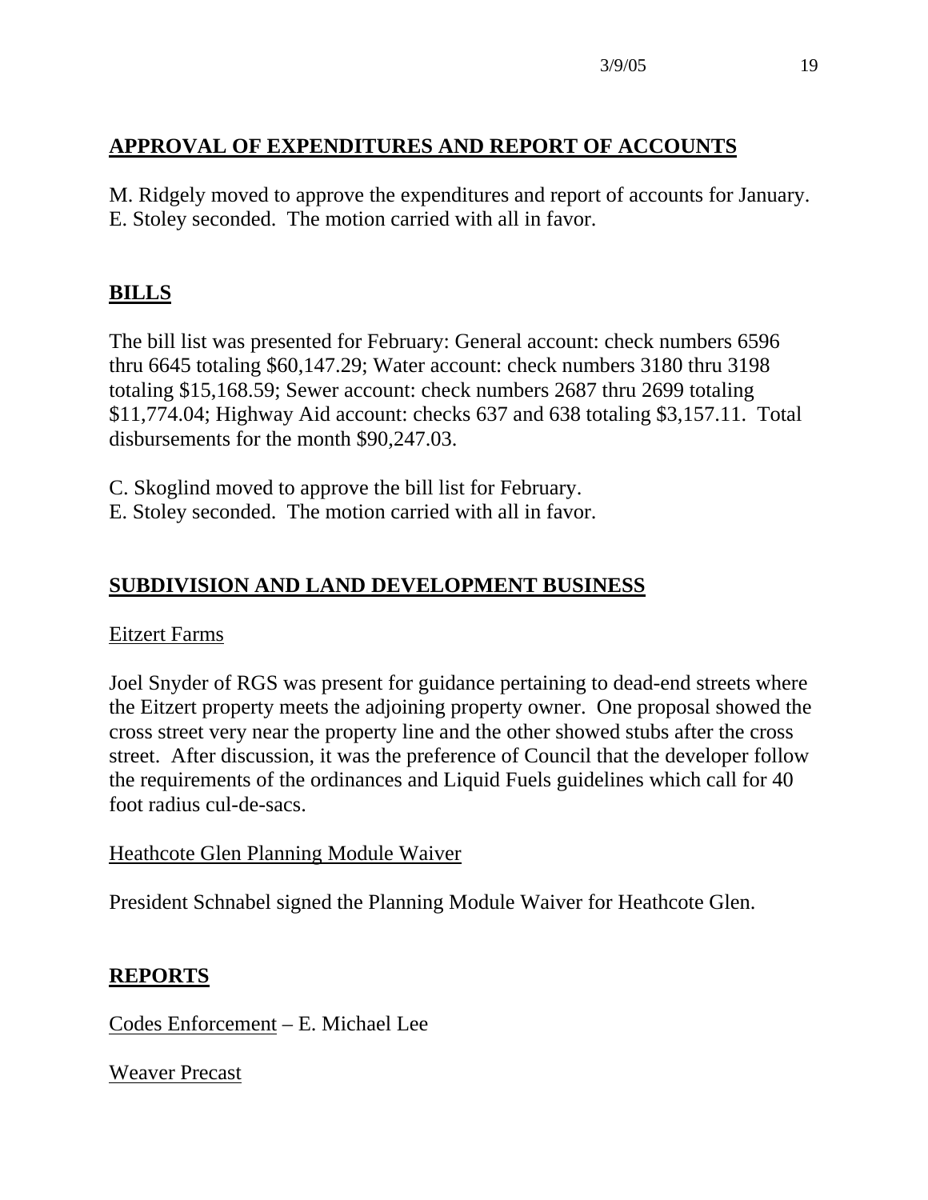## APPROVAL OF EXPENDITURES AND REPORT OF ACCOUNTS

M. Ridgely moved to approve the expenditures and report of accounts for January. E. Stoley seconded. The motion carried with all in favor.

## BILLS

The bill list was presented for February: General account: check numbers 6596 thru 6645 totaling $60,147.29; Water account: check numbers 3180 thru 3198 totaling $15,168.59; Sewer account: check numbers 2687 thru 2699 totaling $11,774.04; Highway Aid account: checks 637 and 638 totaling $3,157.11. Total disbursements for the month $90,247.03.

C. Skoglind moved to approve the bill list for February.
E. Stoley seconded. The motion carried with all in favor.

## SUBDIVISION AND LAND DEVELOPMENT BUSINESS

Eitzert Farms

Joel Snyder of RGS was present for guidance pertaining to dead-end streets where the Eitzert property meets the adjoining property owner. One proposal showed the cross street very near the property line and the other showed stubs after the cross street. After discussion, it was the preference of Council that the developer follow the requirements of the ordinances and Liquid Fuels guidelines which call for 40 foot radius cul-de-sacs.

Heathcote Glen Planning Module Waiver

President Schnabel signed the Planning Module Waiver for Heathcote Glen.

## REPORTS

Codes Enforcement – E. Michael Lee

Weaver Precast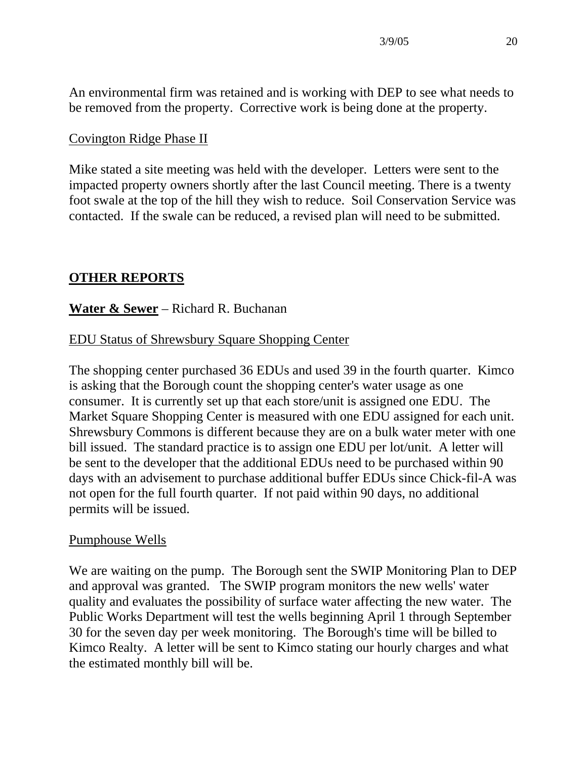An environmental firm was retained and is working with DEP to see what needs to be removed from the property. Corrective work is being done at the property.

Covington Ridge Phase II

Mike stated a site meeting was held with the developer. Letters were sent to the impacted property owners shortly after the last Council meeting. There is a twenty foot swale at the top of the hill they wish to reduce. Soil Conservation Service was contacted. If the swale can be reduced, a revised plan will need to be submitted.

## OTHER REPORTS

**Water & Sewer** – Richard R. Buchanan

EDU Status of Shrewsbury Square Shopping Center

The shopping center purchased 36 EDUs and used 39 in the fourth quarter. Kimco is asking that the Borough count the shopping center's water usage as one consumer. It is currently set up that each store/unit is assigned one EDU. The Market Square Shopping Center is measured with one EDU assigned for each unit. Shrewsbury Commons is different because they are on a bulk water meter with one bill issued. The standard practice is to assign one EDU per lot/unit. A letter will be sent to the developer that the additional EDUs need to be purchased within 90 days with an advisement to purchase additional buffer EDUs since Chick-fil-A was not open for the full fourth quarter. If not paid within 90 days, no additional permits will be issued.

Pumphouse Wells

We are waiting on the pump. The Borough sent the SWIP Monitoring Plan to DEP and approval was granted. The SWIP program monitors the new wells' water quality and evaluates the possibility of surface water affecting the new water. The Public Works Department will test the wells beginning April 1 through September 30 for the seven day per week monitoring. The Borough's time will be billed to Kimco Realty. A letter will be sent to Kimco stating our hourly charges and what the estimated monthly bill will be.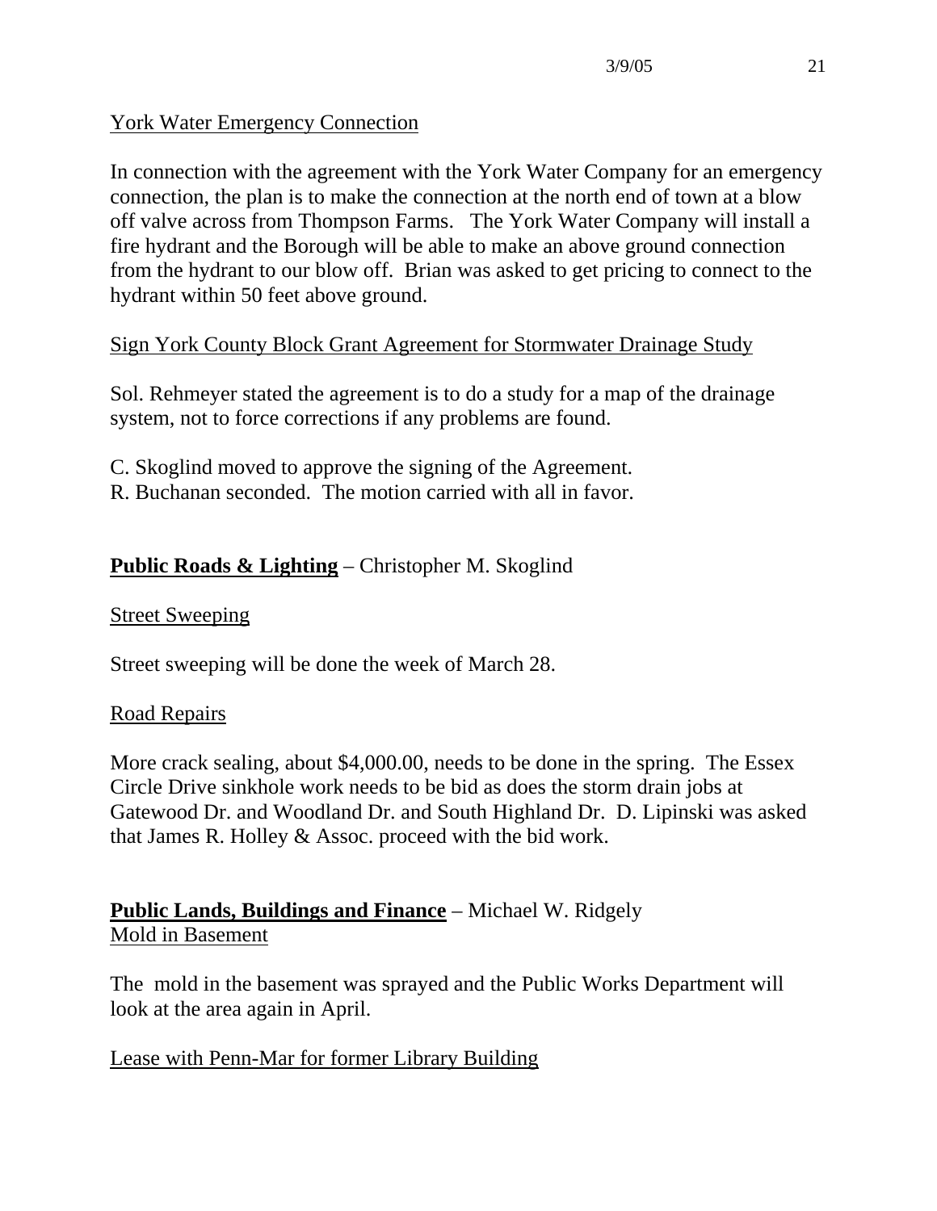York Water Emergency Connection

In connection with the agreement with the York Water Company for an emergency connection, the plan is to make the connection at the north end of town at a blow off valve across from Thompson Farms. The York Water Company will install a fire hydrant and the Borough will be able to make an above ground connection from the hydrant to our blow off. Brian was asked to get pricing to connect to the hydrant within 50 feet above ground.

Sign York County Block Grant Agreement for Stormwater Drainage Study

Sol. Rehmeyer stated the agreement is to do a study for a map of the drainage system, not to force corrections if any problems are found.

C. Skoglind moved to approve the signing of the Agreement.
R. Buchanan seconded. The motion carried with all in favor.

**Public Roads & Lighting** – Christopher M. Skoglind

Street Sweeping

Street sweeping will be done the week of March 28.

Road Repairs

More crack sealing, about $4,000.00, needs to be done in the spring. The Essex Circle Drive sinkhole work needs to be bid as does the storm drain jobs at Gatewood Dr. and Woodland Dr. and South Highland Dr. D. Lipinski was asked that James R. Holley & Assoc. proceed with the bid work.

**Public Lands, Buildings and Finance** – Michael W. Ridgely

Mold in Basement

The mold in the basement was sprayed and the Public Works Department will look at the area again in April.

Lease with Penn-Mar for former Library Building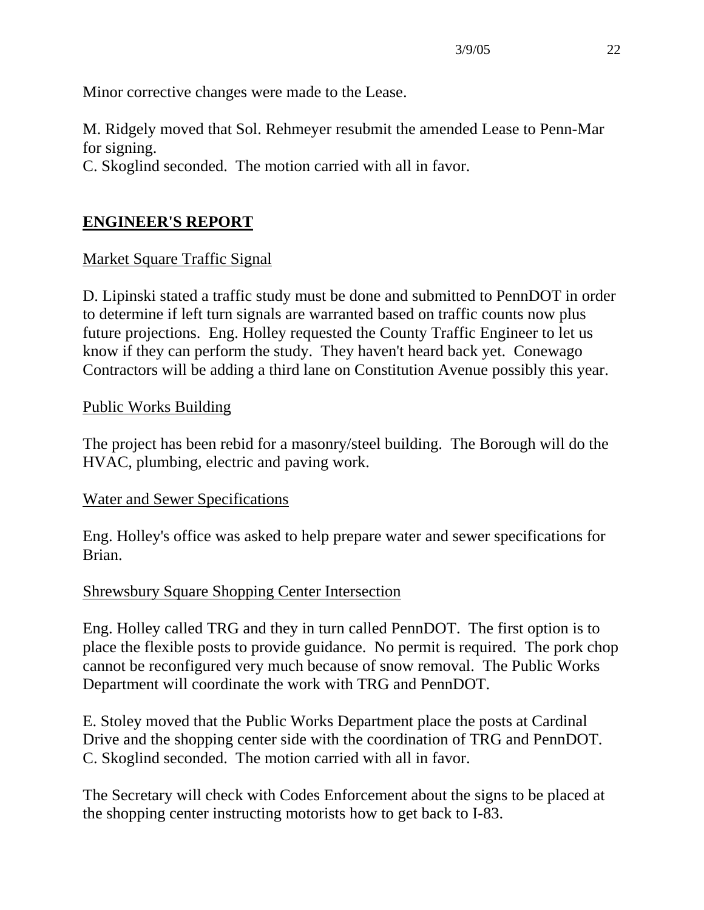Minor corrective changes were made to the Lease.

M. Ridgely moved that Sol. Rehmeyer resubmit the amended Lease to Penn-Mar for signing.
C. Skoglind seconded. The motion carried with all in favor.

## ENGINEER'S REPORT

Market Square Traffic Signal

D. Lipinski stated a traffic study must be done and submitted to PennDOT in order to determine if left turn signals are warranted based on traffic counts now plus future projections. Eng. Holley requested the County Traffic Engineer to let us know if they can perform the study. They haven't heard back yet. Conewago Contractors will be adding a third lane on Constitution Avenue possibly this year.

Public Works Building

The project has been rebid for a masonry/steel building. The Borough will do the HVAC, plumbing, electric and paving work.

Water and Sewer Specifications

Eng. Holley's office was asked to help prepare water and sewer specifications for Brian.

Shrewsbury Square Shopping Center Intersection

Eng. Holley called TRG and they in turn called PennDOT. The first option is to place the flexible posts to provide guidance. No permit is required. The pork chop cannot be reconfigured very much because of snow removal. The Public Works Department will coordinate the work with TRG and PennDOT.

E. Stoley moved that the Public Works Department place the posts at Cardinal Drive and the shopping center side with the coordination of TRG and PennDOT.
C. Skoglind seconded. The motion carried with all in favor.

The Secretary will check with Codes Enforcement about the signs to be placed at the shopping center instructing motorists how to get back to I-83.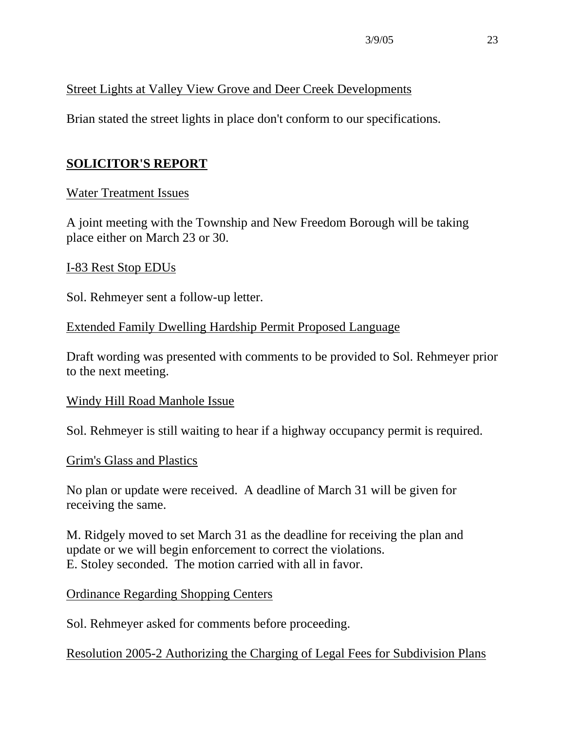Street Lights at Valley View Grove and Deer Creek Developments

Brian stated the street lights in place don't conform to our specifications.

## SOLICITOR'S REPORT

Water Treatment Issues

A joint meeting with the Township and New Freedom Borough will be taking place either on March 23 or 30.

I-83 Rest Stop EDUs

Sol. Rehmeyer sent a follow-up letter.

Extended Family Dwelling Hardship Permit Proposed Language

Draft wording was presented with comments to be provided to Sol. Rehmeyer prior to the next meeting.

Windy Hill Road Manhole Issue

Sol. Rehmeyer is still waiting to hear if a highway occupancy permit is required.

Grim's Glass and Plastics

No plan or update were received. A deadline of March 31 will be given for receiving the same.

M. Ridgely moved to set March 31 as the deadline for receiving the plan and update or we will begin enforcement to correct the violations.
E. Stoley seconded. The motion carried with all in favor.

Ordinance Regarding Shopping Centers

Sol. Rehmeyer asked for comments before proceeding.

Resolution 2005-2 Authorizing the Charging of Legal Fees for Subdivision Plans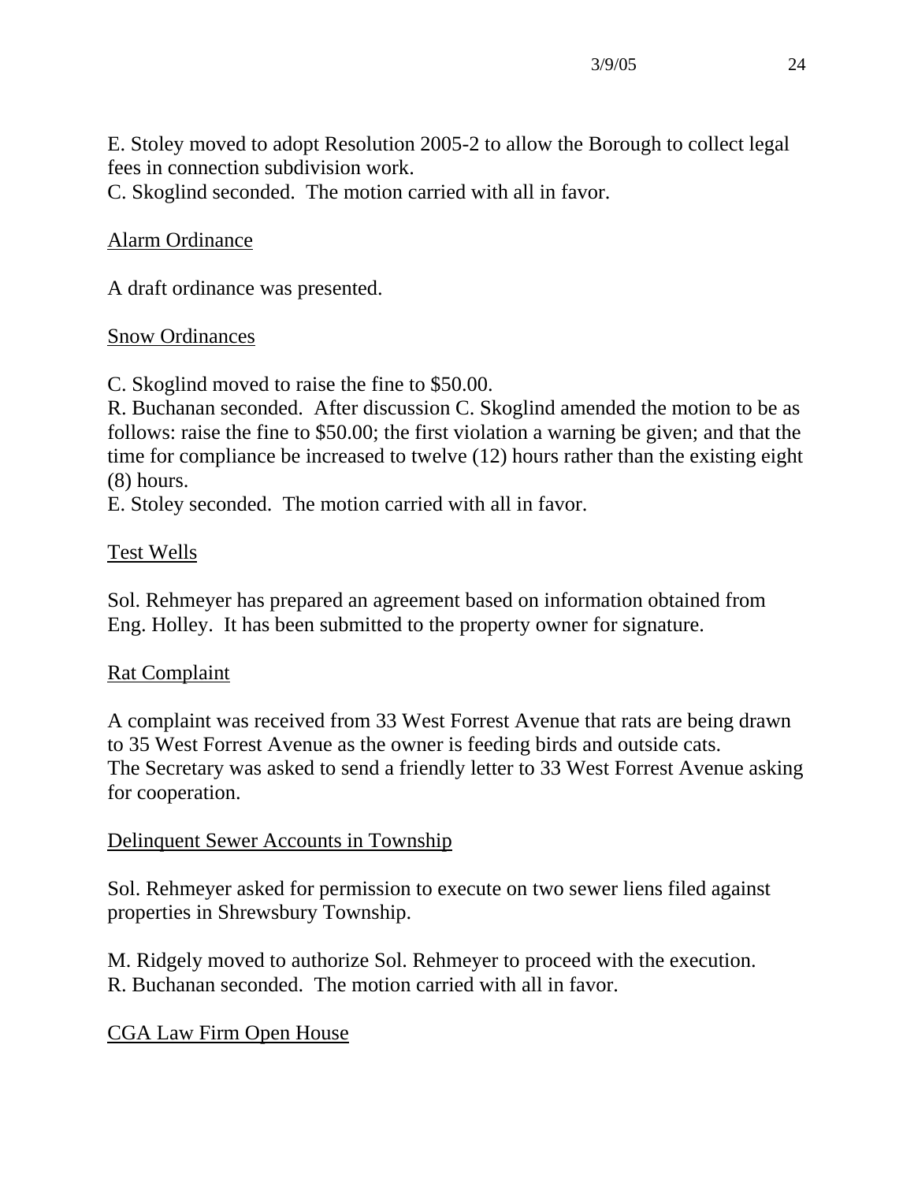E. Stoley moved to adopt Resolution 2005-2 to allow the Borough to collect legal fees in connection subdivision work.
C. Skoglind seconded. The motion carried with all in favor.

<u>Alarm Ordinance</u>

A draft ordinance was presented.

<u>Snow Ordinances</u>

C. Skoglind moved to raise the fine to $50.00.
R. Buchanan seconded. After discussion C. Skoglind amended the motion to be as follows: raise the fine to $50.00; the first violation a warning be given; and that the time for compliance be increased to twelve (12) hours rather than the existing eight (8) hours.
E. Stoley seconded. The motion carried with all in favor.

<u>Test Wells</u>

Sol. Rehmeyer has prepared an agreement based on information obtained from Eng. Holley. It has been submitted to the property owner for signature.

<u>Rat Complaint</u>

A complaint was received from 33 West Forrest Avenue that rats are being drawn to 35 West Forrest Avenue as the owner is feeding birds and outside cats.
The Secretary was asked to send a friendly letter to 33 West Forrest Avenue asking for cooperation.

<u>Delinquent Sewer Accounts in Township</u>

Sol. Rehmeyer asked for permission to execute on two sewer liens filed against properties in Shrewsbury Township.

M. Ridgely moved to authorize Sol. Rehmeyer to proceed with the execution.
R. Buchanan seconded. The motion carried with all in favor.

<u>CGA Law Firm Open House</u>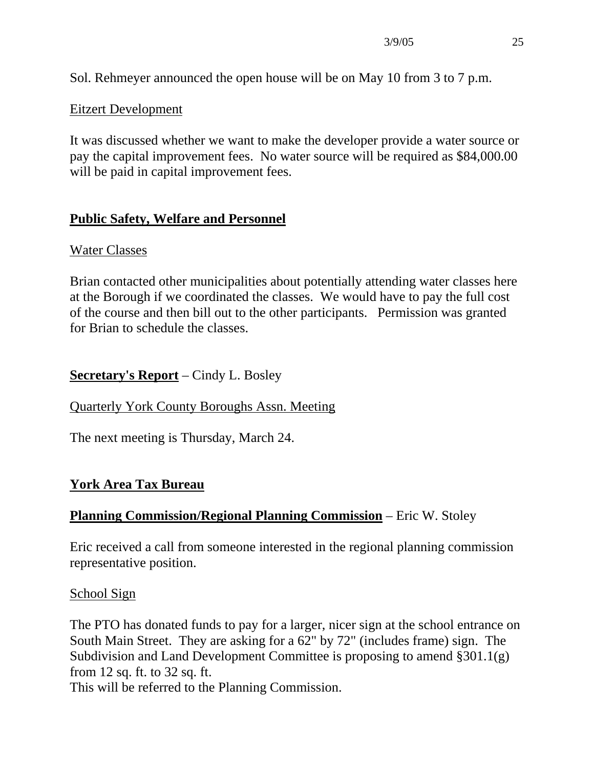Sol. Rehmeyer announced the open house will be on May 10 from 3 to 7 p.m.

Eitzert Development

It was discussed whether we want to make the developer provide a water source or pay the capital improvement fees. No water source will be required as $84,000.00 will be paid in capital improvement fees.

## Public Safety, Welfare and Personnel

Water Classes

Brian contacted other municipalities about potentially attending water classes here at the Borough if we coordinated the classes. We would have to pay the full cost of the course and then bill out to the other participants. Permission was granted for Brian to schedule the classes.

## Secretary's Report – Cindy L. Bosley

Quarterly York County Boroughs Assn. Meeting

The next meeting is Thursday, March 24.

## York Area Tax Bureau

## Planning Commission/Regional Planning Commission – Eric W. Stoley

Eric received a call from someone interested in the regional planning commission representative position.

School Sign

The PTO has donated funds to pay for a larger, nicer sign at the school entrance on South Main Street. They are asking for a 62" by 72" (includes frame) sign. The Subdivision and Land Development Committee is proposing to amend §301.1(g) from 12 sq. ft. to 32 sq. ft.
This will be referred to the Planning Commission.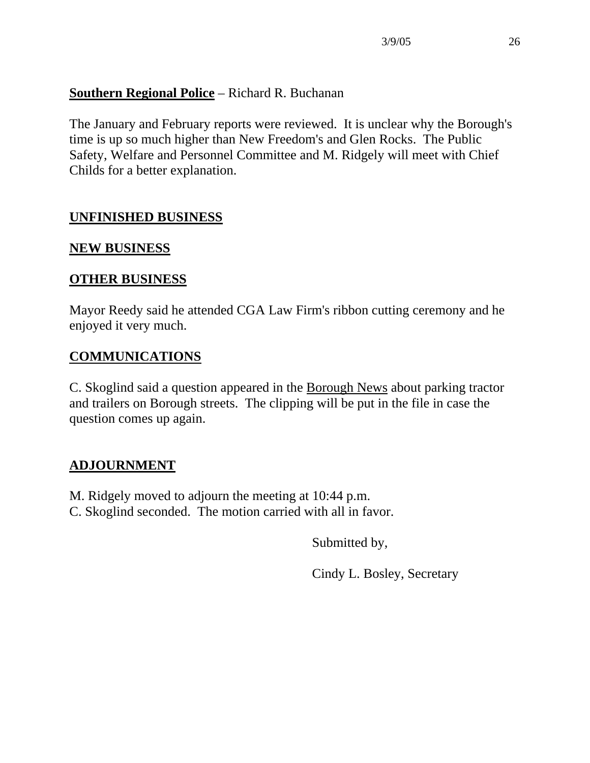**<u>Southern Regional Police</u>** – Richard R. Buchanan

The January and February reports were reviewed. It is unclear why the Borough's time is up so much higher than New Freedom's and Glen Rocks. The Public Safety, Welfare and Personnel Committee and M. Ridgely will meet with Chief Childs for a better explanation.

## <u>UNFINISHED BUSINESS</u>

## <u>NEW BUSINESS</u>

## <u>OTHER BUSINESS</u>

Mayor Reedy said he attended CGA Law Firm's ribbon cutting ceremony and he enjoyed it very much.

## <u>COMMUNICATIONS</u>

C. Skoglind said a question appeared in the <u>Borough News</u> about parking tractor and trailers on Borough streets. The clipping will be put in the file in case the question comes up again.

## <u>ADJOURNMENT</u>

M. Ridgely moved to adjourn the meeting at 10:44 p.m.
C. Skoglind seconded. The motion carried with all in favor.

Submitted by,

Cindy L. Bosley, Secretary